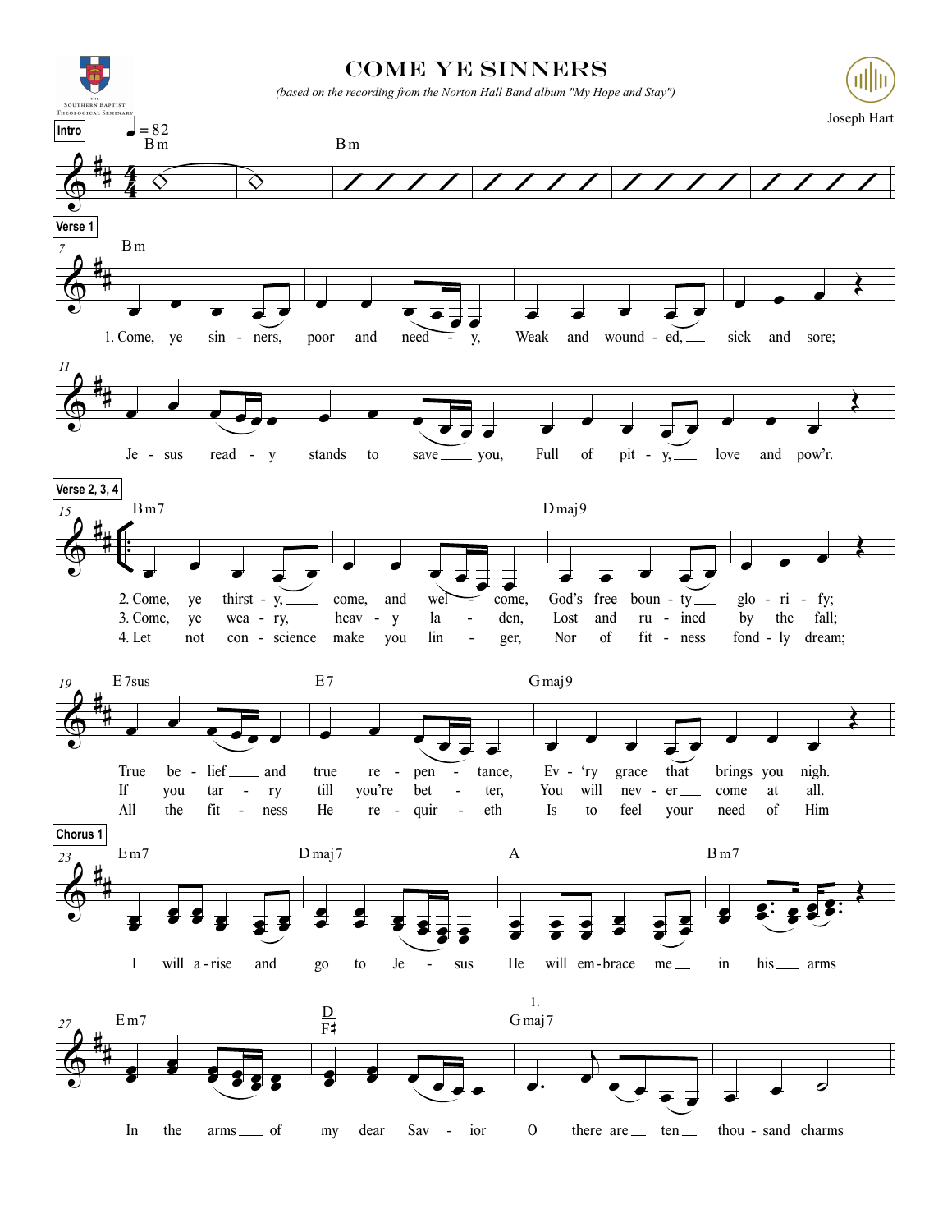# COME YE SINNERS

*(based on the recording from the Norton Hall Band album "My Hope and Stay")*

Joseph Hart

**Intro** ♩ = 82

Bm | Bm

**Verse 1**

Bm

1. Come, ye sinners, poor and needy,
Weak and wounded, sick and sore;
Jesus ready stands to save you,
Full of pity, love and pow'r.

**Verse 2, 3, 4**

Bm7 | Dmaj9 | E7sus | E7 | Gmaj9

2. Come, ye thirsty, come, and welcome,
God's free bounty glorify;
True belief and true repentance,
Ev'ry grace that brings you nigh.

3. Come, ye weary, heavy laden,
Lost and ruined by the fall;
If you tarry till you're better,
You will never come at all.

4. Let not conscience make you linger,
Nor of fitness fondly dream;
All the fitness He requireth
Is to feel your need of Him

**Chorus 1**

Em7 | Dmaj7 | A | Bm7

I will arise and go to Jesus
He will embrace me in his arms

Em7 | D/F♯ | 1. Gmaj7

In the arms of my dear Savior
O there are ten thousand charms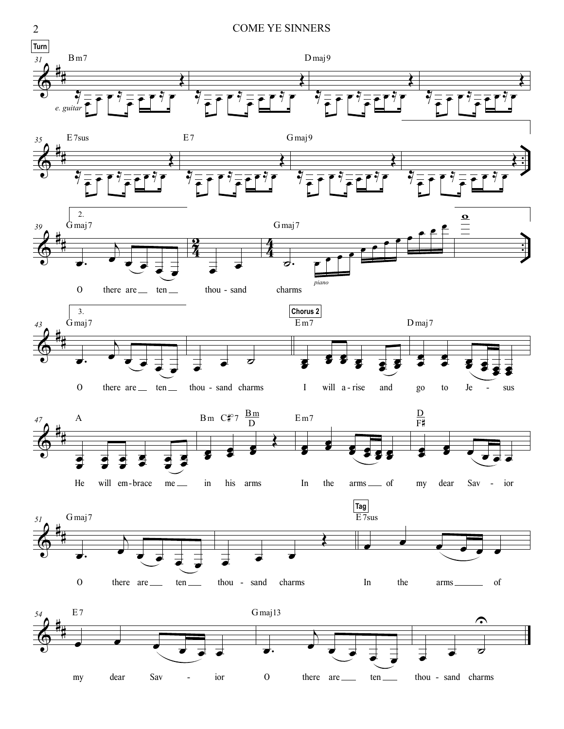Turn

31 Bm7 — Dmaj9

*e. guitar*

35 E7sus — E7 — Gmaj9

2.

39 Gmaj7 — Gmaj7

O there are ten thou - sand charms

*piano*

3.

43 Gmaj7

O there are ten thou - sand charms

Chorus 2

Em7 — Dmaj7

I will a - rise and go to Je - sus

47 A — Bm C♯°7 Bm/D — Em7 — D/F♯

He will em - brace me in his arms In the arms of my dear Sav - ior

51 Gmaj7

O there are ten thou - sand charms

Tag

E7sus

In the arms of

54 E7 — Gmaj13

my dear Sav - ior O there are ten thou - sand charms